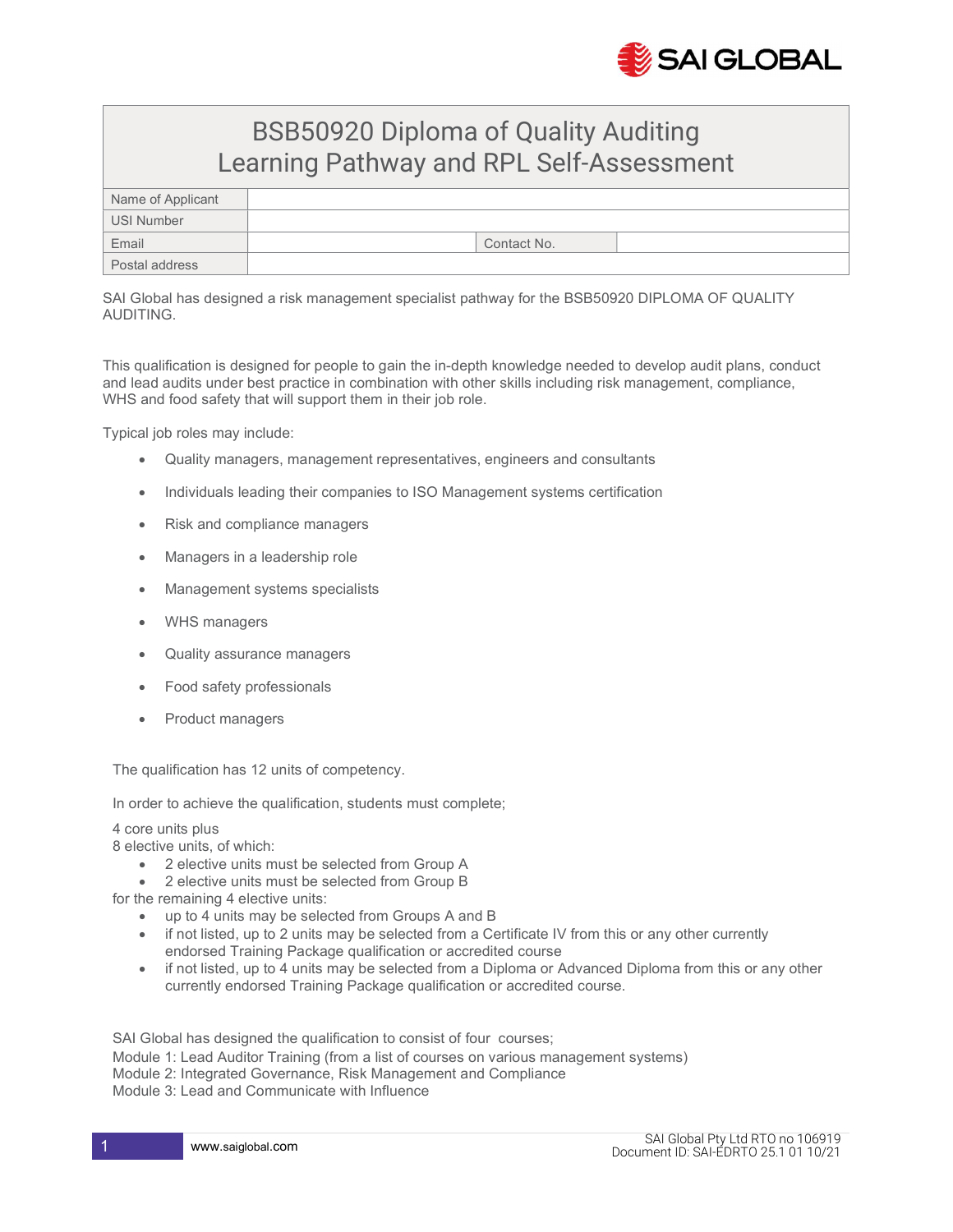# BSB50920 Diploma of Quality Auditing
## Learning Pathway and RPL Self-Assessment

| Name of Applicant | | | |
|---|---|---|---|
| USI Number | | | |
| Email | | Contact No. | |
| Postal address | | | |

SAI Global has designed a risk management specialist pathway for the BSB50920 DIPLOMA OF QUALITY AUDITING.

This qualification is designed for people to gain the in-depth knowledge needed to develop audit plans, conduct and lead audits under best practice in combination with other skills including risk management, compliance, WHS and food safety that will support them in their job role.

Typical job roles may include:

- Quality managers, management representatives, engineers and consultants
- Individuals leading their companies to ISO Management systems certification
- Risk and compliance managers
- Managers in a leadership role
- Management systems specialists
- WHS managers
- Quality assurance managers
- Food safety professionals
- Product managers

The qualification has 12 units of competency.

In order to achieve the qualification, students must complete;

4 core units plus
8 elective units, of which:

- 2 elective units must be selected from Group A
- 2 elective units must be selected from Group B

for the remaining 4 elective units:

- up to 4 units may be selected from Groups A and B
- if not listed, up to 2 units may be selected from a Certificate IV from this or any other currently endorsed Training Package qualification or accredited course
- if not listed, up to 4 units may be selected from a Diploma or Advanced Diploma from this or any other currently endorsed Training Package qualification or accredited course.

SAI Global has designed the qualification to consist of four courses;
Module 1: Lead Auditor Training (from a list of courses on various management systems)
Module 2: Integrated Governance, Risk Management and Compliance
Module 3: Lead and Communicate with Influence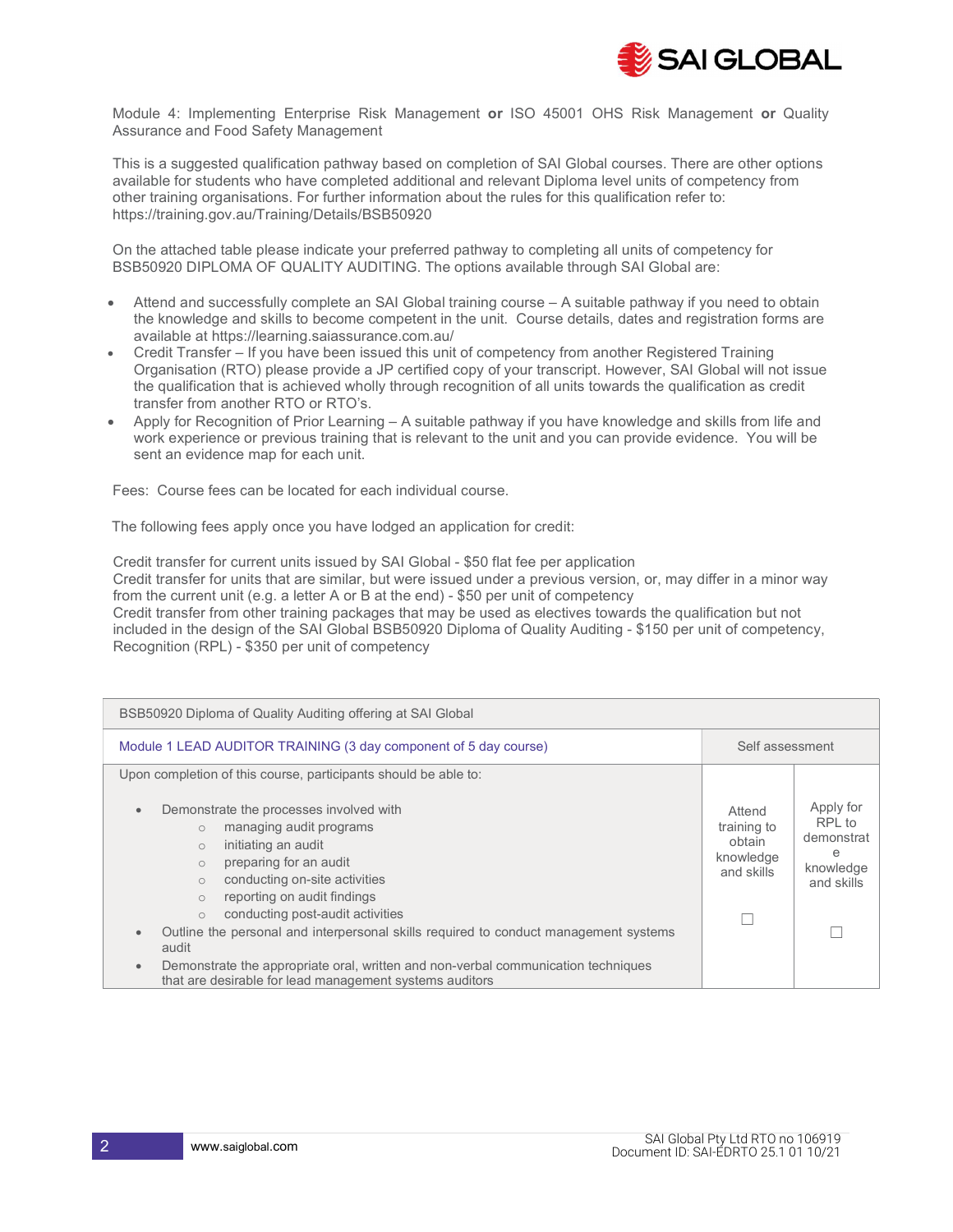Module 4: Implementing Enterprise Risk Management **or** ISO 45001 OHS Risk Management **or** Quality Assurance and Food Safety Management

This is a suggested qualification pathway based on completion of SAI Global courses. There are other options available for students who have completed additional and relevant Diploma level units of competency from other training organisations. For further information about the rules for this qualification refer to: https://training.gov.au/Training/Details/BSB50920

On the attached table please indicate your preferred pathway to completing all units of competency for BSB50920 DIPLOMA OF QUALITY AUDITING. The options available through SAI Global are:

- Attend and successfully complete an SAI Global training course – A suitable pathway if you need to obtain the knowledge and skills to become competent in the unit. Course details, dates and registration forms are available at https://learning.saiassurance.com.au/
- Credit Transfer – If you have been issued this unit of competency from another Registered Training Organisation (RTO) please provide a JP certified copy of your transcript. However, SAI Global will not issue the qualification that is achieved wholly through recognition of all units towards the qualification as credit transfer from another RTO or RTO's.
- Apply for Recognition of Prior Learning – A suitable pathway if you have knowledge and skills from life and work experience or previous training that is relevant to the unit and you can provide evidence. You will be sent an evidence map for each unit.

Fees: Course fees can be located for each individual course.

The following fees apply once you have lodged an application for credit:

Credit transfer for current units issued by SAI Global - $50 flat fee per application
Credit transfer for units that are similar, but were issued under a previous version, or, may differ in a minor way from the current unit (e.g. a letter A or B at the end) - $50 per unit of competency
Credit transfer from other training packages that may be used as electives towards the qualification but not included in the design of the SAI Global BSB50920 Diploma of Quality Auditing - $150 per unit of competency,
Recognition (RPL) - $350 per unit of competency

| BSB50920 Diploma of Quality Auditing offering at SAI Global | | |
|---|---|---|
| Module 1 LEAD AUDITOR TRAINING (3 day component of 5 day course) | Self assessment | |
| Upon completion of this course, participants should be able to:<br><br>• Demonstrate the processes involved with<br>  ○ managing audit programs<br>  ○ initiating an audit<br>  ○ preparing for an audit<br>  ○ conducting on-site activities<br>  ○ reporting on audit findings<br>  ○ conducting post-audit activities<br>• Outline the personal and interpersonal skills required to conduct management systems audit<br>• Demonstrate the appropriate oral, written and non-verbal communication techniques that are desirable for lead management systems auditors | Attend training to obtain knowledge and skills<br><br>☐ | Apply for RPL to demonstrate knowledge and skills<br><br>☐ |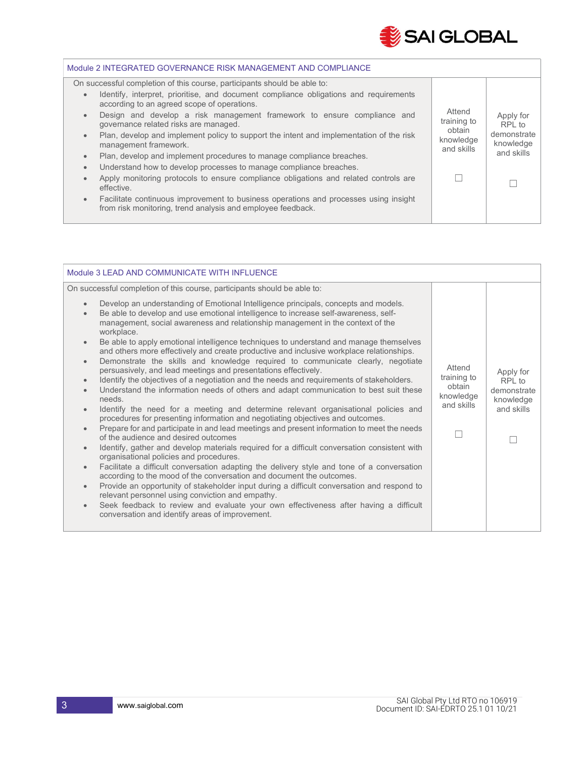| Module 2 INTEGRATED GOVERNANCE RISK MANAGEMENT AND COMPLIANCE | | |
|---|---|---|
| On successful completion of this course, participants should be able to:<br>• Identify, interpret, prioritise, and document compliance obligations and requirements according to an agreed scope of operations.<br>• Design and develop a risk management framework to ensure compliance and governance related risks are managed.<br>• Plan, develop and implement policy to support the intent and implementation of the risk management framework.<br>• Plan, develop and implement procedures to manage compliance breaches.<br>• Understand how to develop processes to manage compliance breaches.<br>• Apply monitoring protocols to ensure compliance obligations and related controls are effective.<br>• Facilitate continuous improvement to business operations and processes using insight from risk monitoring, trend analysis and employee feedback. | Attend training to obtain knowledge and skills<br><br>☐ | Apply for RPL to demonstrate knowledge and skills<br><br>☐ |

| Module 3 LEAD AND COMMUNICATE WITH INFLUENCE | | |
|---|---|---|
| On successful completion of this course, participants should be able to:<br>• Develop an understanding of Emotional Intelligence principals, concepts and models.<br>• Be able to develop and use emotional intelligence to increase self-awareness, self-management, social awareness and relationship management in the context of the workplace.<br>• Be able to apply emotional intelligence techniques to understand and manage themselves and others more effectively and create productive and inclusive workplace relationships.<br>• Demonstrate the skills and knowledge required to communicate clearly, negotiate persuasively, and lead meetings and presentations effectively.<br>• Identify the objectives of a negotiation and the needs and requirements of stakeholders.<br>• Understand the information needs of others and adapt communication to best suit these needs.<br>• Identify the need for a meeting and determine relevant organisational policies and procedures for presenting information and negotiating objectives and outcomes.<br>• Prepare for and participate in and lead meetings and present information to meet the needs of the audience and desired outcomes<br>• Identify, gather and develop materials required for a difficult conversation consistent with organisational policies and procedures.<br>• Facilitate a difficult conversation adapting the delivery style and tone of a conversation according to the mood of the conversation and document the outcomes.<br>• Provide an opportunity of stakeholder input during a difficult conversation and respond to relevant personnel using conviction and empathy.<br>• Seek feedback to review and evaluate your own effectiveness after having a difficult conversation and identify areas of improvement. | Attend training to obtain knowledge and skills<br><br>☐ | Apply for RPL to demonstrate knowledge and skills<br><br>☐ |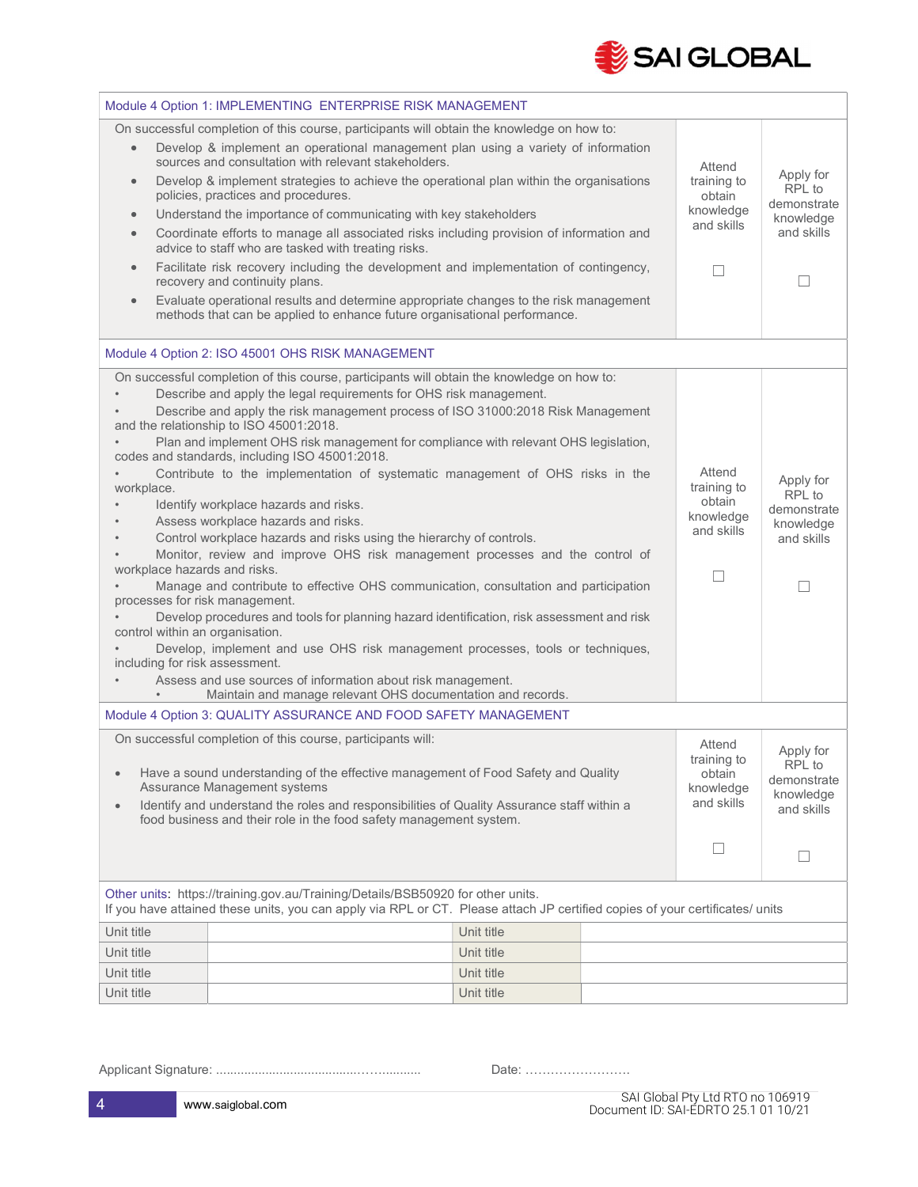| Module 4 Option 1: IMPLEMENTING ENTERPRISE RISK MANAGEMENT | | |
|---|---|---|
| On successful completion of this course, participants will obtain the knowledge on how to:<br>• Develop & implement an operational management plan using a variety of information sources and consultation with relevant stakeholders.<br>• Develop & implement strategies to achieve the operational plan within the organisations policies, practices and procedures.<br>• Understand the importance of communicating with key stakeholders<br>• Coordinate efforts to manage all associated risks including provision of information and advice to staff who are tasked with treating risks.<br>• Facilitate risk recovery including the development and implementation of contingency, recovery and continuity plans.<br>• Evaluate operational results and determine appropriate changes to the risk management methods that can be applied to enhance future organisational performance. | Attend training to obtain knowledge and skills<br>☐ | Apply for RPL to demonstrate knowledge and skills<br>☐ |

| Module 4 Option 2: ISO 45001 OHS RISK MANAGEMENT | | |
|---|---|---|
| On successful completion of this course, participants will obtain the knowledge on how to:<br>• Describe and apply the legal requirements for OHS risk management.<br>• Describe and apply the risk management process of ISO 31000:2018 Risk Management and the relationship to ISO 45001:2018.<br>• Plan and implement OHS risk management for compliance with relevant OHS legislation, codes and standards, including ISO 45001:2018.<br>• Contribute to the implementation of systematic management of OHS risks in the workplace.<br>• Identify workplace hazards and risks.<br>• Assess workplace hazards and risks.<br>• Control workplace hazards and risks using the hierarchy of controls.<br>• Monitor, review and improve OHS risk management processes and the control of workplace hazards and risks.<br>• Manage and contribute to effective OHS communication, consultation and participation processes for risk management.<br>• Develop procedures and tools for planning hazard identification, risk assessment and risk control within an organisation.<br>• Develop, implement and use OHS risk management processes, tools or techniques, including for risk assessment.<br>• Assess and use sources of information about risk management.<br>• Maintain and manage relevant OHS documentation and records. | Attend training to obtain knowledge and skills<br>☐ | Apply for RPL to demonstrate knowledge and skills<br>☐ |

| Module 4 Option 3: QUALITY ASSURANCE AND FOOD SAFETY MANAGEMENT | | |
|---|---|---|
| On successful completion of this course, participants will:<br>• Have a sound understanding of the effective management of Food Safety and Quality Assurance Management systems<br>• Identify and understand the roles and responsibilities of Quality Assurance staff within a food business and their role in the food safety management system. | Attend training to obtain knowledge and skills<br>☐ | Apply for RPL to demonstrate knowledge and skills<br>☐ |

Other units: https://training.gov.au/Training/Details/BSB50920 for other units.
If you have attained these units, you can apply via RPL or CT. Please attach JP certified copies of your certificates/ units

| | | | |
|---|---|---|---|
| Unit title | | Unit title | |
| Unit title | | Unit title | |
| Unit title | | Unit title | |
| Unit title | | Unit title | |

Applicant Signature: .......................................…….........     Date: ……………………..

www.saiglobal.com

SAI Global Pty Ltd RTO no 106919
Document ID: SAI-EDRTO 25.1 01 10/21